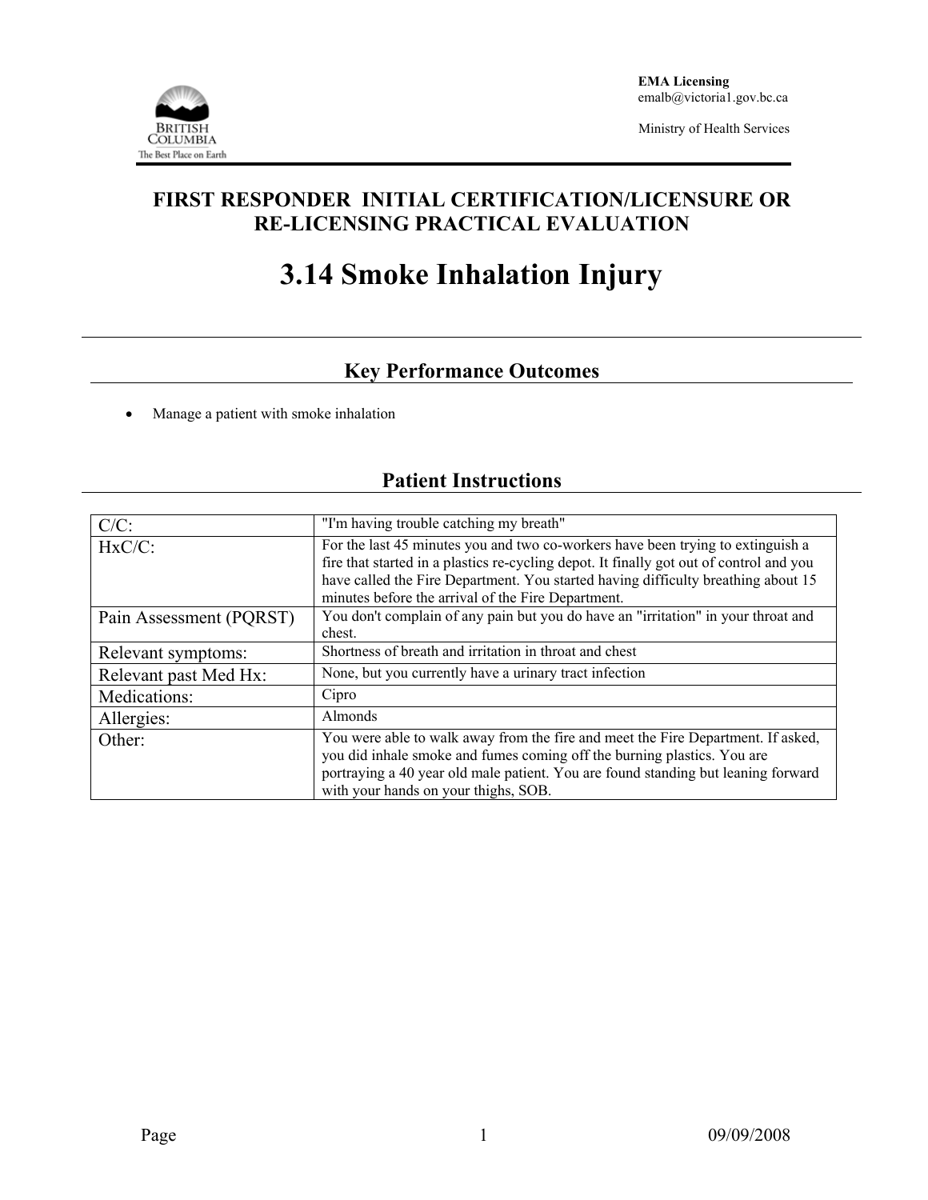EMA Licensing
emalb@victoria1.gov.bc.ca

Ministry of Health Services

# FIRST RESPONDER INITIAL CERTIFICATION/LICENSURE OR RE-LICENSING PRACTICAL EVALUATION

# 3.14 Smoke Inhalation Injury

## Key Performance Outcomes

- Manage a patient with smoke inhalation

## Patient Instructions

| | |
|---|---|
| C/C: | "I'm having trouble catching my breath" |
| HxC/C: | For the last 45 minutes you and two co-workers have been trying to extinguish a fire that started in a plastics re-cycling depot. It finally got out of control and you have called the Fire Department. You started having difficulty breathing about 15 minutes before the arrival of the Fire Department. |
| Pain Assessment (PQRST) | You don't complain of any pain but you do have an "irritation" in your throat and chest. |
| Relevant symptoms: | Shortness of breath and irritation in throat and chest |
| Relevant past Med Hx: | None, but you currently have a urinary tract infection |
| Medications: | Cipro |
| Allergies: | Almonds |
| Other: | You were able to walk away from the fire and meet the Fire Department. If asked, you did inhale smoke and fumes coming off the burning plastics. You are portraying a 40 year old male patient. You are found standing but leaning forward with your hands on your thighs, SOB. |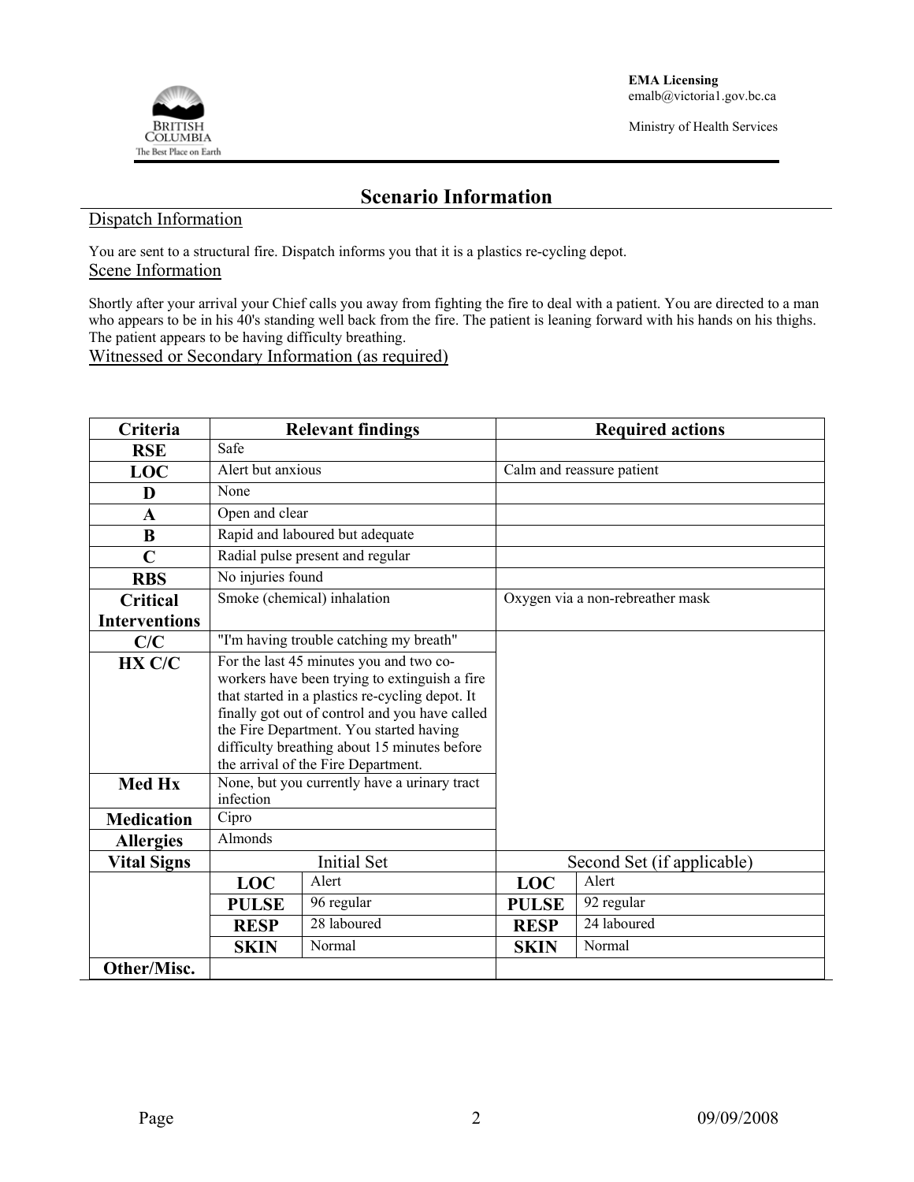EMA Licensing
emalb@victoria1.gov.bc.ca

Ministry of Health Services

## Scenario Information

Dispatch Information

You are sent to a structural fire. Dispatch informs you that it is a plastics re-cycling depot.

Scene Information

Shortly after your arrival your Chief calls you away from fighting the fire to deal with a patient. You are directed to a man who appears to be in his 40's standing well back from the fire. The patient is leaning forward with his hands on his thighs. The patient appears to be having difficulty breathing.

Witnessed or Secondary Information (as required)

| Criteria | Relevant findings | | Required actions | |
|---|---|---|---|---|
| **RSE** | Safe | | | |
| **LOC** | Alert but anxious | | Calm and reassure patient | |
| **D** | None | | | |
| **A** | Open and clear | | | |
| **B** | Rapid and laboured but adequate | | | |
| **C** | Radial pulse present and regular | | | |
| **RBS** | No injuries found | | | |
| **Critical Interventions** | Smoke (chemical) inhalation | | Oxygen via a non-rebreather mask | |
| **C/C** | "I'm having trouble catching my breath" | | | |
| **HX C/C** | For the last 45 minutes you and two co-workers have been trying to extinguish a fire that started in a plastics re-cycling depot. It finally got out of control and you have called the Fire Department. You started having difficulty breathing about 15 minutes before the arrival of the Fire Department. | | | |
| **Med Hx** | None, but you currently have a urinary tract infection | | | |
| **Medication** | Cipro | | | |
| **Allergies** | Almonds | | | |
| **Vital Signs** | Initial Set | | Second Set (if applicable) | |
| | **LOC** | Alert | **LOC** | Alert |
| | **PULSE** | 96 regular | **PULSE** | 92 regular |
| | **RESP** | 28 laboured | **RESP** | 24 laboured |
| | **SKIN** | Normal | **SKIN** | Normal |
| **Other/Misc.** | | | | |

09/09/2008